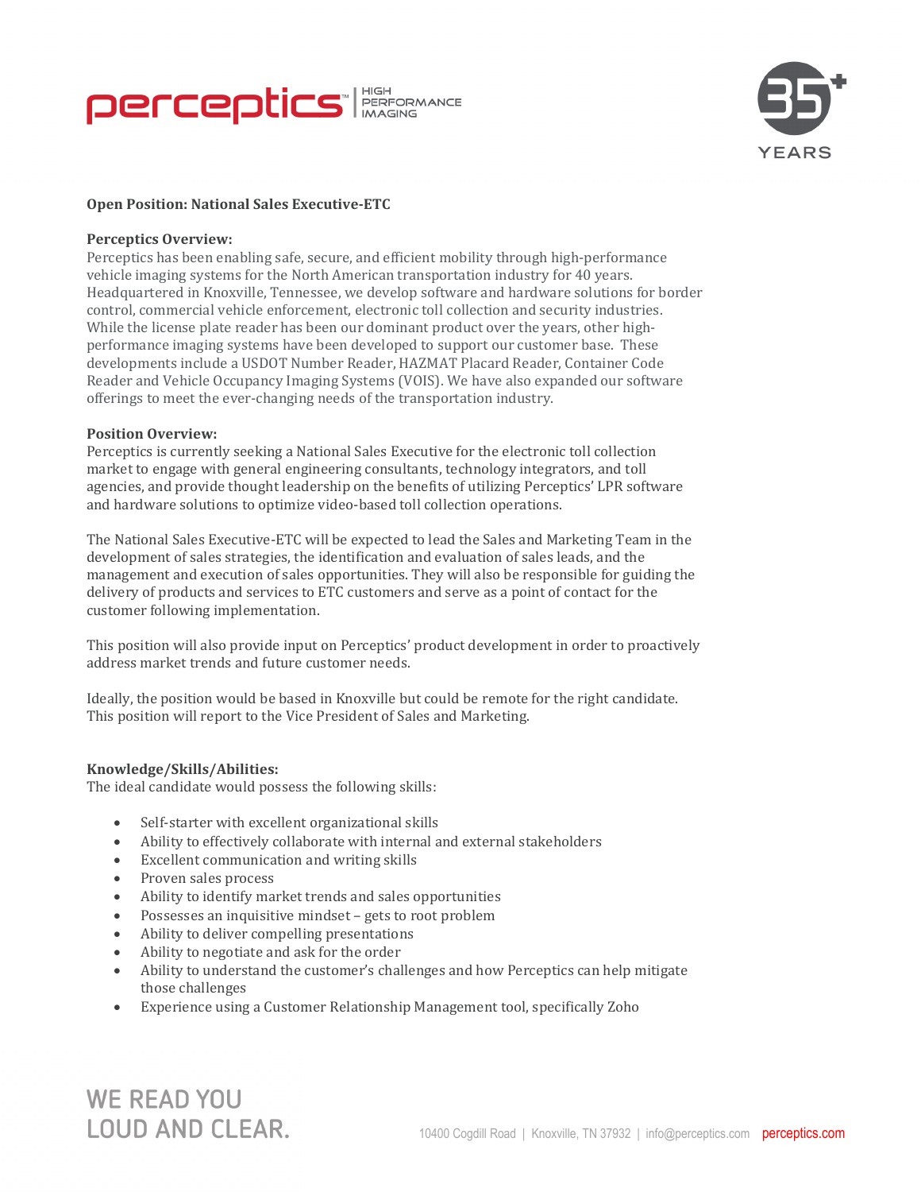**Open Position: National Sales Executive-ETC**

**Perceptics Overview:**

Perceptics has been enabling safe, secure, and efficient mobility through high-performance vehicle imaging systems for the North American transportation industry for 40 years. Headquartered in Knoxville, Tennessee, we develop software and hardware solutions for border control, commercial vehicle enforcement, electronic toll collection and security industries. While the license plate reader has been our dominant product over the years, other high-performance imaging systems have been developed to support our customer base. These developments include a USDOT Number Reader, HAZMAT Placard Reader, Container Code Reader and Vehicle Occupancy Imaging Systems (VOIS). We have also expanded our software offerings to meet the ever-changing needs of the transportation industry.

**Position Overview:**

Perceptics is currently seeking a National Sales Executive for the electronic toll collection market to engage with general engineering consultants, technology integrators, and toll agencies, and provide thought leadership on the benefits of utilizing Perceptics' LPR software and hardware solutions to optimize video-based toll collection operations.

The National Sales Executive-ETC will be expected to lead the Sales and Marketing Team in the development of sales strategies, the identification and evaluation of sales leads, and the management and execution of sales opportunities. They will also be responsible for guiding the delivery of products and services to ETC customers and serve as a point of contact for the customer following implementation.

This position will also provide input on Perceptics' product development in order to proactively address market trends and future customer needs.

Ideally, the position would be based in Knoxville but could be remote for the right candidate. This position will report to the Vice President of Sales and Marketing.

**Knowledge/Skills/Abilities:**

The ideal candidate would possess the following skills:

- Self-starter with excellent organizational skills
- Ability to effectively collaborate with internal and external stakeholders
- Excellent communication and writing skills
- Proven sales process
- Ability to identify market trends and sales opportunities
- Possesses an inquisitive mindset – gets to root problem
- Ability to deliver compelling presentations
- Ability to negotiate and ask for the order
- Ability to understand the customer's challenges and how Perceptics can help mitigate those challenges
- Experience using a Customer Relationship Management tool, specifically Zoho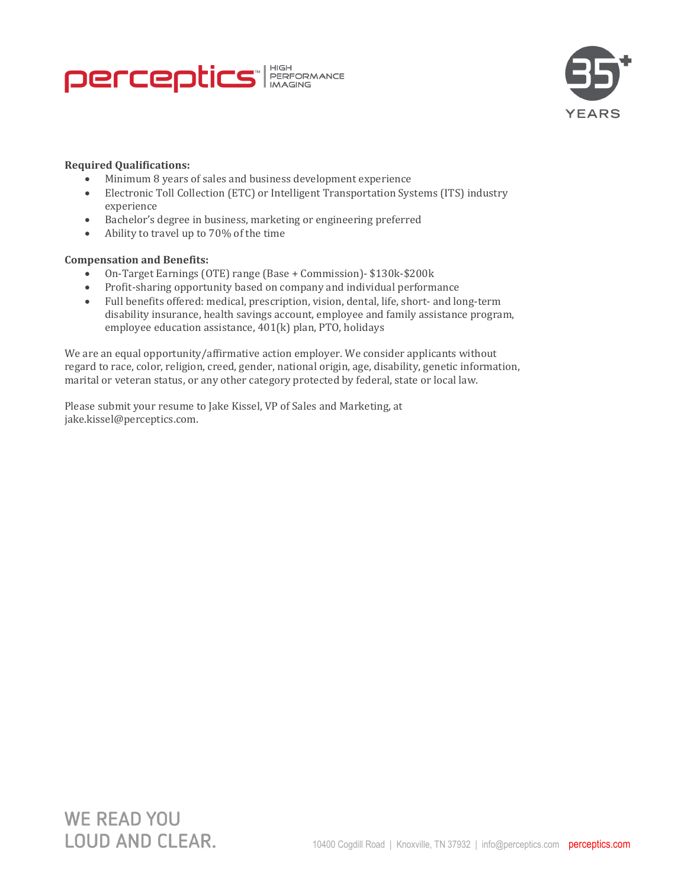**Required Qualifications:**

- Minimum 8 years of sales and business development experience
- Electronic Toll Collection (ETC) or Intelligent Transportation Systems (ITS) industry experience
- Bachelor's degree in business, marketing or engineering preferred
- Ability to travel up to 70% of the time

**Compensation and Benefits:**

- On-Target Earnings (OTE) range (Base + Commission)- $130k-$200k
- Profit-sharing opportunity based on company and individual performance
- Full benefits offered: medical, prescription, vision, dental, life, short- and long-term disability insurance, health savings account, employee and family assistance program, employee education assistance, 401(k) plan, PTO, holidays

We are an equal opportunity/affirmative action employer. We consider applicants without regard to race, color, religion, creed, gender, national origin, age, disability, genetic information, marital or veteran status, or any other category protected by federal, state or local law.

Please submit your resume to Jake Kissel, VP of Sales and Marketing, at jake.kissel@perceptics.com.